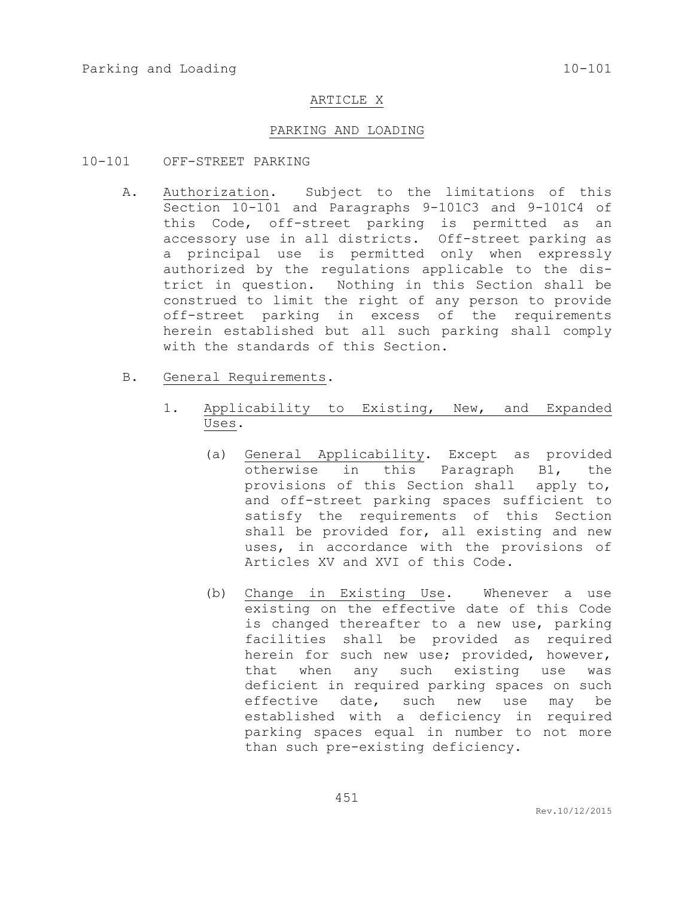# ARTICLE X

## PARKING AND LOADING

### 10-101 OFF-STREET PARKING

A. Authorization. Subject to the limitations of this Section 10-101 and Paragraphs 9-101C3 and 9-101C4 of this Code, off-street parking is permitted as an accessory use in all districts. Off-street parking as a principal use is permitted only when expressly authorized by the regulations applicable to the district in question. Nothing in this Section shall be construed to limit the right of any person to provide off-street parking in excess of the requirements herein established but all such parking shall comply with the standards of this Section.

B. General Requirements.

1. Applicability to Existing, New, and Expanded Uses.

   (a) General Applicability. Except as provided otherwise in this Paragraph B1, the provisions of this Section shall apply to, and off-street parking spaces sufficient to satisfy the requirements of this Section shall be provided for, all existing and new uses, in accordance with the provisions of Articles XV and XVI of this Code.

   (b) Change in Existing Use. Whenever a use existing on the effective date of this Code is changed thereafter to a new use, parking facilities shall be provided as required herein for such new use; provided, however, that when any such existing use was deficient in required parking spaces on such effective date, such new use may be established with a deficiency in required parking spaces equal in number to not more than such pre-existing deficiency.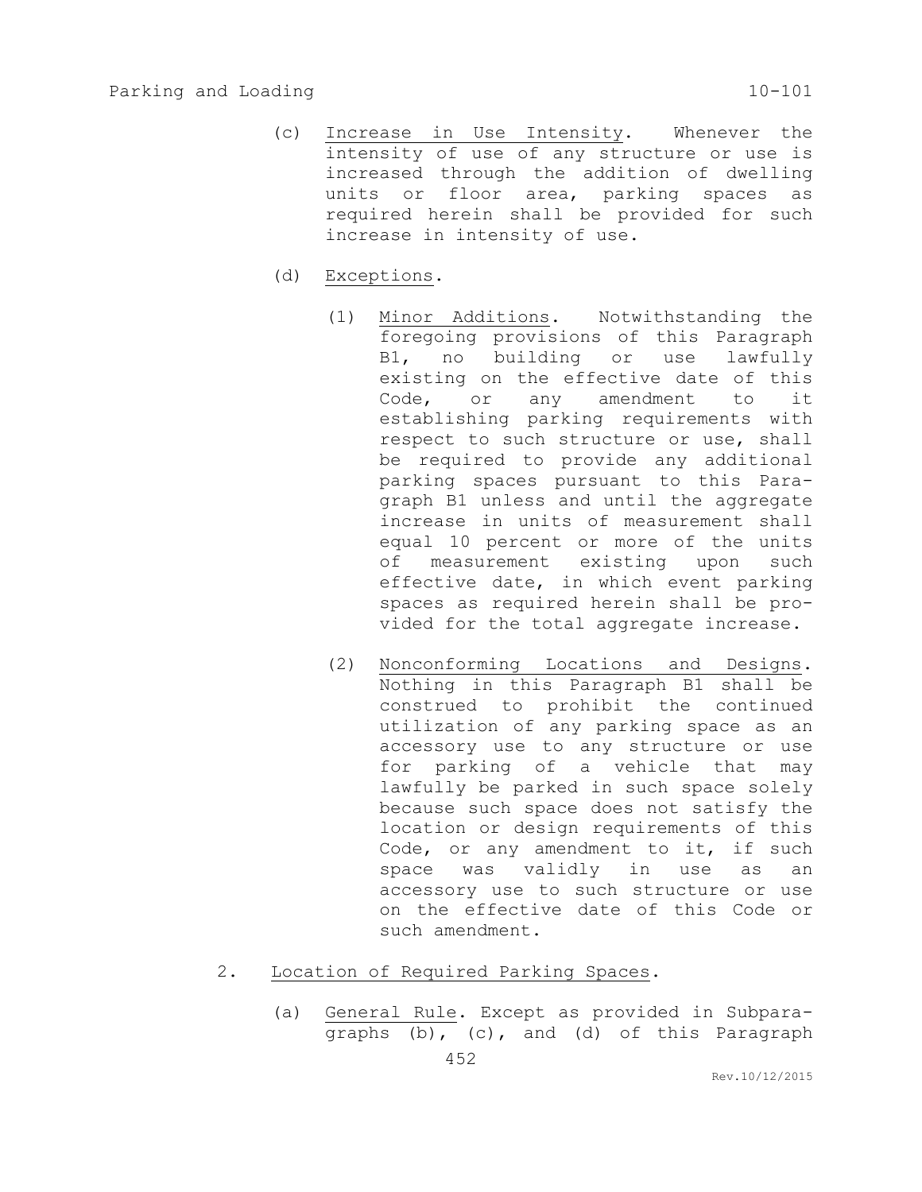(c) Increase in Use Intensity. Whenever the intensity of use of any structure or use is increased through the addition of dwelling units or floor area, parking spaces as required herein shall be provided for such increase in intensity of use.

(d) Exceptions.

(1) Minor Additions. Notwithstanding the foregoing provisions of this Paragraph B1, no building or use lawfully existing on the effective date of this Code, or any amendment to it establishing parking requirements with respect to such structure or use, shall be required to provide any additional parking spaces pursuant to this Paragraph B1 unless and until the aggregate increase in units of measurement shall equal 10 percent or more of the units of measurement existing upon such effective date, in which event parking spaces as required herein shall be provided for the total aggregate increase.

(2) Nonconforming Locations and Designs. Nothing in this Paragraph B1 shall be construed to prohibit the continued utilization of any parking space as an accessory use to any structure or use for parking of a vehicle that may lawfully be parked in such space solely because such space does not satisfy the location or design requirements of this Code, or any amendment to it, if such space was validly in use as an accessory use to such structure or use on the effective date of this Code or such amendment.

2. Location of Required Parking Spaces.

(a) General Rule. Except as provided in Subparagraphs (b), (c), and (d) of this Paragraph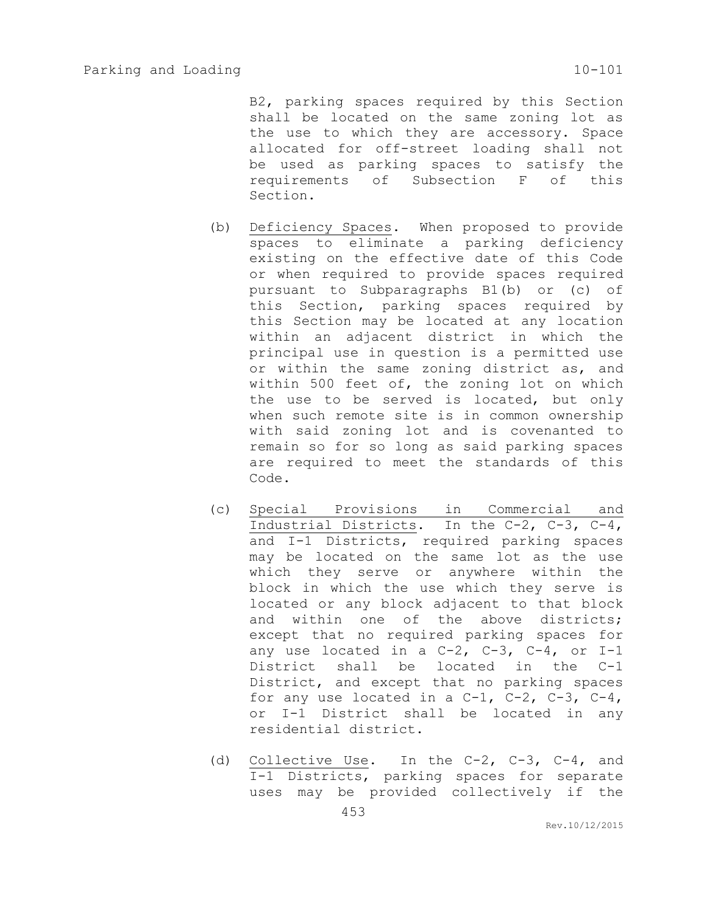B2, parking spaces required by this Section shall be located on the same zoning lot as the use to which they are accessory. Space allocated for off-street loading shall not be used as parking spaces to satisfy the requirements of Subsection F of this Section.

(b) Deficiency Spaces. When proposed to provide spaces to eliminate a parking deficiency existing on the effective date of this Code or when required to provide spaces required pursuant to Subparagraphs B1(b) or (c) of this Section, parking spaces required by this Section may be located at any location within an adjacent district in which the principal use in question is a permitted use or within the same zoning district as, and within 500 feet of, the zoning lot on which the use to be served is located, but only when such remote site is in common ownership with said zoning lot and is covenanted to remain so for so long as said parking spaces are required to meet the standards of this Code.

(c) Special Provisions in Commercial and Industrial Districts. In the C-2, C-3, C-4, and I-1 Districts, required parking spaces may be located on the same lot as the use which they serve or anywhere within the block in which the use which they serve is located or any block adjacent to that block and within one of the above districts; except that no required parking spaces for any use located in a C-2, C-3, C-4, or I-1 District shall be located in the C-1 District, and except that no parking spaces for any use located in a C-1, C-2, C-3, C-4, or I-1 District shall be located in any residential district.

(d) Collective Use. In the C-2, C-3, C-4, and I-1 Districts, parking spaces for separate uses may be provided collectively if the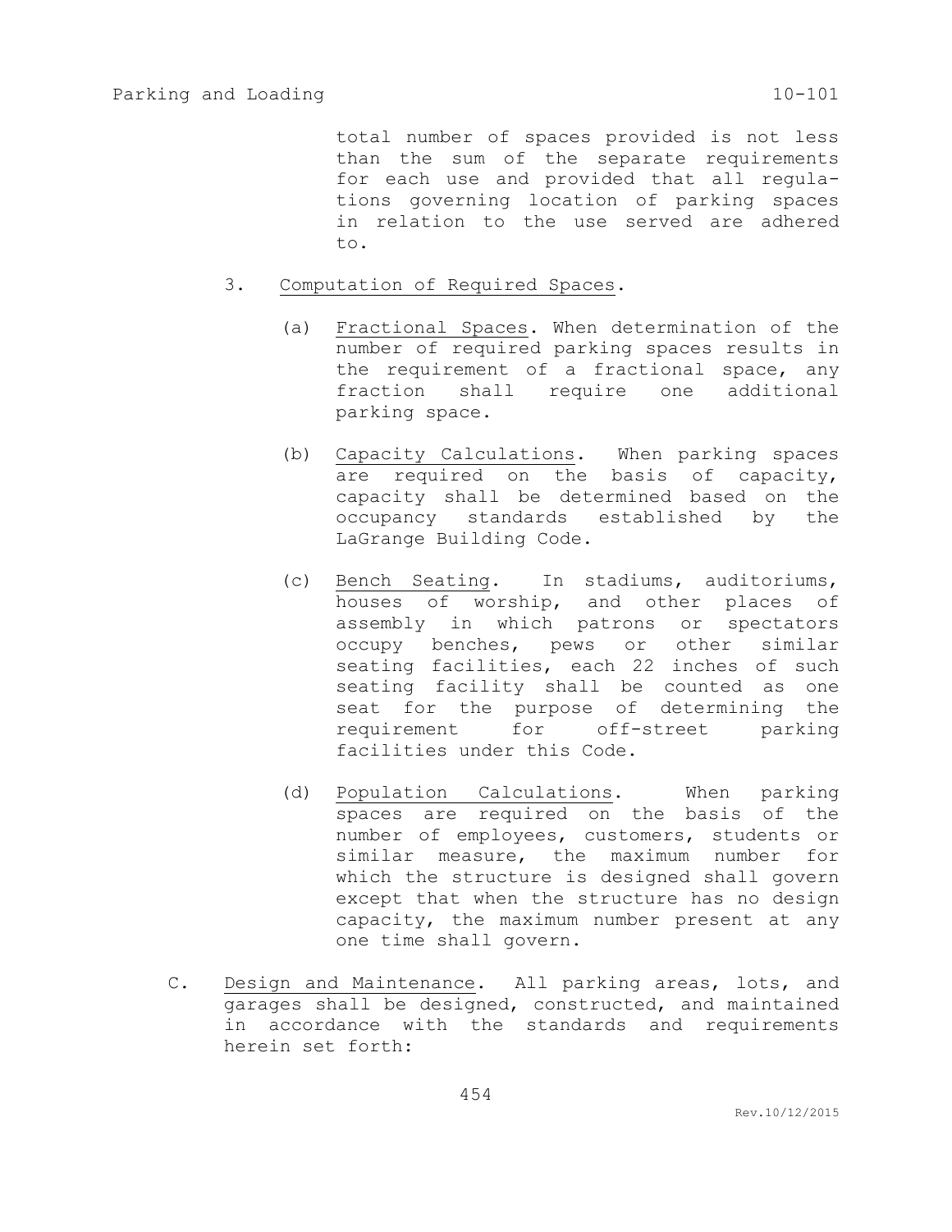total number of spaces provided is not less than the sum of the separate requirements for each use and provided that all regulations governing location of parking spaces in relation to the use served are adhered to.

3. Computation of Required Spaces.

   (a) Fractional Spaces. When determination of the number of required parking spaces results in the requirement of a fractional space, any fraction shall require one additional parking space.

   (b) Capacity Calculations. When parking spaces are required on the basis of capacity, capacity shall be determined based on the occupancy standards established by the LaGrange Building Code.

   (c) Bench Seating. In stadiums, auditoriums, houses of worship, and other places of assembly in which patrons or spectators occupy benches, pews or other similar seating facilities, each 22 inches of such seating facility shall be counted as one seat for the purpose of determining the requirement for off-street parking facilities under this Code.

   (d) Population Calculations. When parking spaces are required on the basis of the number of employees, customers, students or similar measure, the maximum number for which the structure is designed shall govern except that when the structure has no design capacity, the maximum number present at any one time shall govern.

C. Design and Maintenance. All parking areas, lots, and garages shall be designed, constructed, and maintained in accordance with the standards and requirements herein set forth: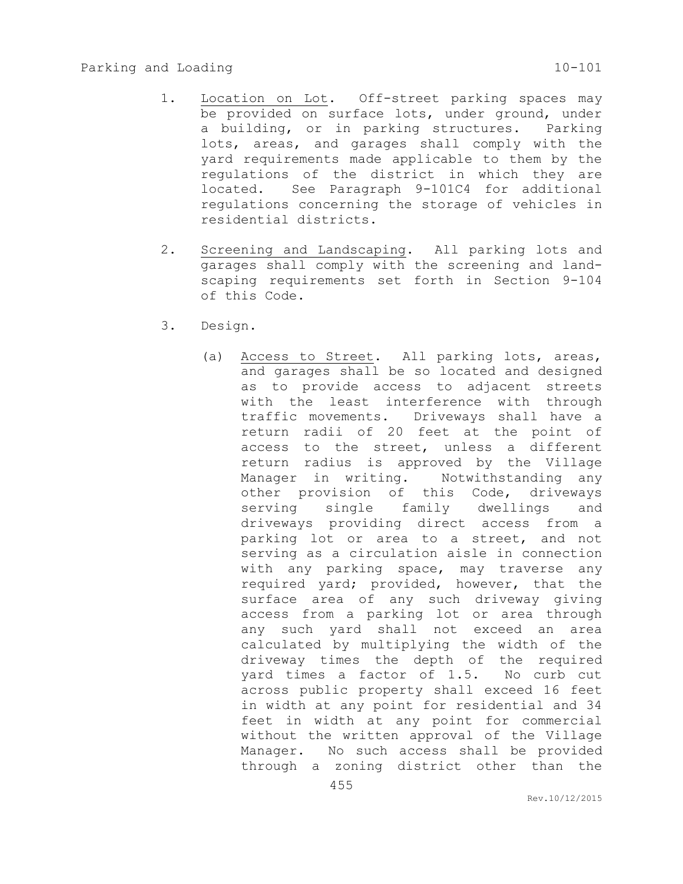1. Location on Lot. Off-street parking spaces may be provided on surface lots, under ground, under a building, or in parking structures. Parking lots, areas, and garages shall comply with the yard requirements made applicable to them by the regulations of the district in which they are located. See Paragraph 9-101C4 for additional regulations concerning the storage of vehicles in residential districts.

2. Screening and Landscaping. All parking lots and garages shall comply with the screening and landscaping requirements set forth in Section 9-104 of this Code.

3. Design.

   (a) Access to Street. All parking lots, areas, and garages shall be so located and designed as to provide access to adjacent streets with the least interference with through traffic movements. Driveways shall have a return radii of 20 feet at the point of access to the street, unless a different return radius is approved by the Village Manager in writing. Notwithstanding any other provision of this Code, driveways serving single family dwellings and driveways providing direct access from a parking lot or area to a street, and not serving as a circulation aisle in connection with any parking space, may traverse any required yard; provided, however, that the surface area of any such driveway giving access from a parking lot or area through any such yard shall not exceed an area calculated by multiplying the width of the driveway times the depth of the required yard times a factor of 1.5. No curb cut across public property shall exceed 16 feet in width at any point for residential and 34 feet in width at any point for commercial without the written approval of the Village Manager. No such access shall be provided through a zoning district other than the

Rev.10/12/2015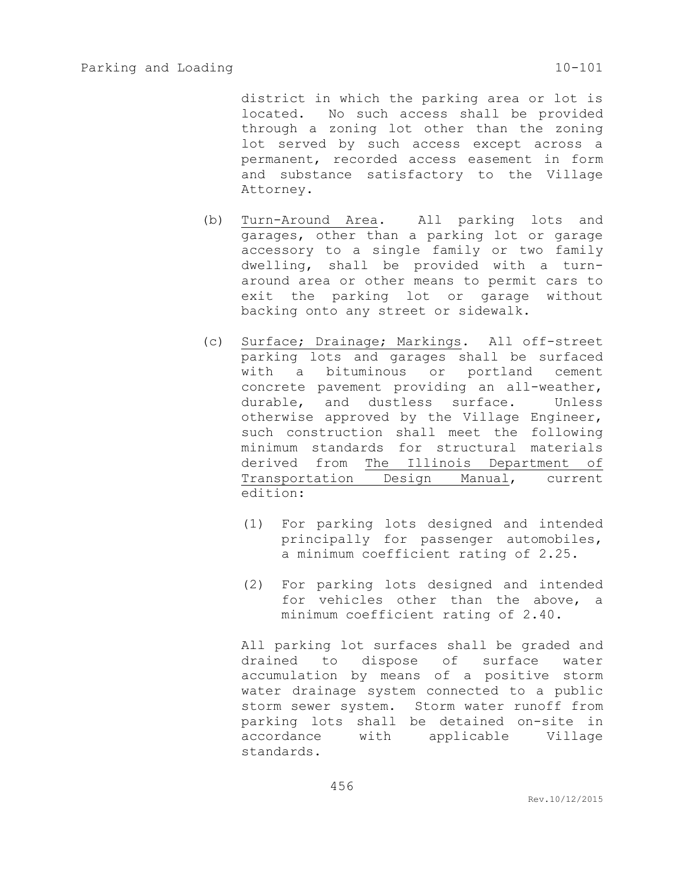district in which the parking area or lot is located. No such access shall be provided through a zoning lot other than the zoning lot served by such access except across a permanent, recorded access easement in form and substance satisfactory to the Village Attorney.

(b) Turn-Around Area. All parking lots and garages, other than a parking lot or garage accessory to a single family or two family dwelling, shall be provided with a turn-around area or other means to permit cars to exit the parking lot or garage without backing onto any street or sidewalk.

(c) Surface; Drainage; Markings. All off-street parking lots and garages shall be surfaced with a bituminous or portland cement concrete pavement providing an all-weather, durable, and dustless surface. Unless otherwise approved by the Village Engineer, such construction shall meet the following minimum standards for structural materials derived from The Illinois Department of Transportation Design Manual, current edition:

(1) For parking lots designed and intended principally for passenger automobiles, a minimum coefficient rating of 2.25.

(2) For parking lots designed and intended for vehicles other than the above, a minimum coefficient rating of 2.40.

All parking lot surfaces shall be graded and drained to dispose of surface water accumulation by means of a positive storm water drainage system connected to a public storm sewer system. Storm water runoff from parking lots shall be detained on-site in accordance with applicable Village standards.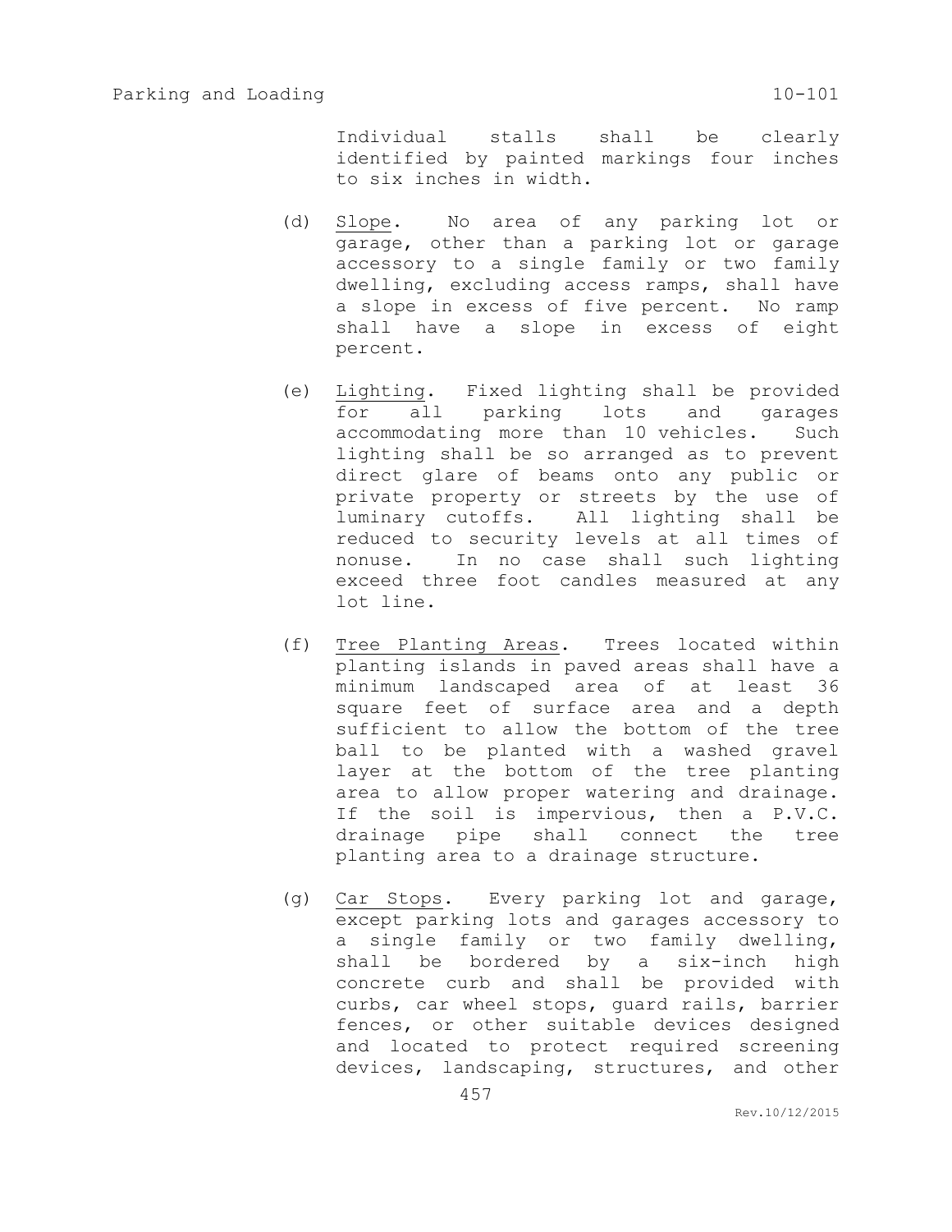Individual stalls shall be clearly identified by painted markings four inches to six inches in width.

(d) Slope. No area of any parking lot or garage, other than a parking lot or garage accessory to a single family or two family dwelling, excluding access ramps, shall have a slope in excess of five percent. No ramp shall have a slope in excess of eight percent.

(e) Lighting. Fixed lighting shall be provided for all parking lots and garages accommodating more than 10 vehicles. Such lighting shall be so arranged as to prevent direct glare of beams onto any public or private property or streets by the use of luminary cutoffs. All lighting shall be reduced to security levels at all times of nonuse. In no case shall such lighting exceed three foot candles measured at any lot line.

(f) Tree Planting Areas. Trees located within planting islands in paved areas shall have a minimum landscaped area of at least 36 square feet of surface area and a depth sufficient to allow the bottom of the tree ball to be planted with a washed gravel layer at the bottom of the tree planting area to allow proper watering and drainage. If the soil is impervious, then a P.V.C. drainage pipe shall connect the tree planting area to a drainage structure.

(g) Car Stops. Every parking lot and garage, except parking lots and garages accessory to a single family or two family dwelling, shall be bordered by a six-inch high concrete curb and shall be provided with curbs, car wheel stops, guard rails, barrier fences, or other suitable devices designed and located to protect required screening devices, landscaping, structures, and other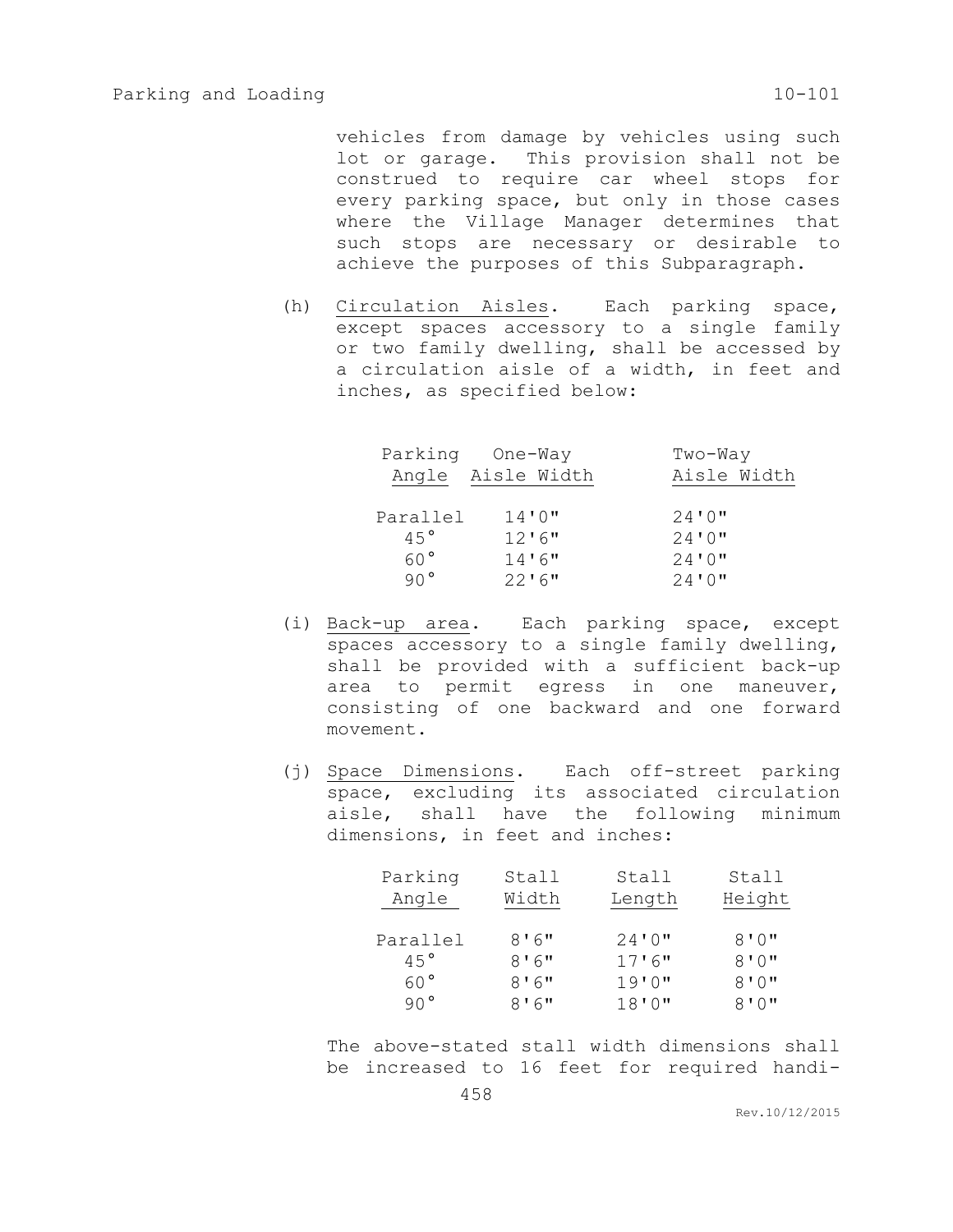vehicles from damage by vehicles using such lot or garage. This provision shall not be construed to require car wheel stops for every parking space, but only in those cases where the Village Manager determines that such stops are necessary or desirable to achieve the purposes of this Subparagraph.

(h) Circulation Aisles. Each parking space, except spaces accessory to a single family or two family dwelling, shall be accessed by a circulation aisle of a width, in feet and inches, as specified below:

| Parking Angle | One-Way Aisle Width | Two-Way Aisle Width |
|---|---|---|
| Parallel | 14'0" | 24'0" |
| 45° | 12'6" | 24'0" |
| 60° | 14'6" | 24'0" |
| 90° | 22'6" | 24'0" |

(i) Back-up area. Each parking space, except spaces accessory to a single family dwelling, shall be provided with a sufficient back-up area to permit egress in one maneuver, consisting of one backward and one forward movement.

(j) Space Dimensions. Each off-street parking space, excluding its associated circulation aisle, shall have the following minimum dimensions, in feet and inches:

| Parking Angle | Stall Width | Stall Length | Stall Height |
|---|---|---|---|
| Parallel | 8'6" | 24'0" | 8'0" |
| 45° | 8'6" | 17'6" | 8'0" |
| 60° | 8'6" | 19'0" | 8'0" |
| 90° | 8'6" | 18'0" | 8'0" |

The above-stated stall width dimensions shall be increased to 16 feet for required handi-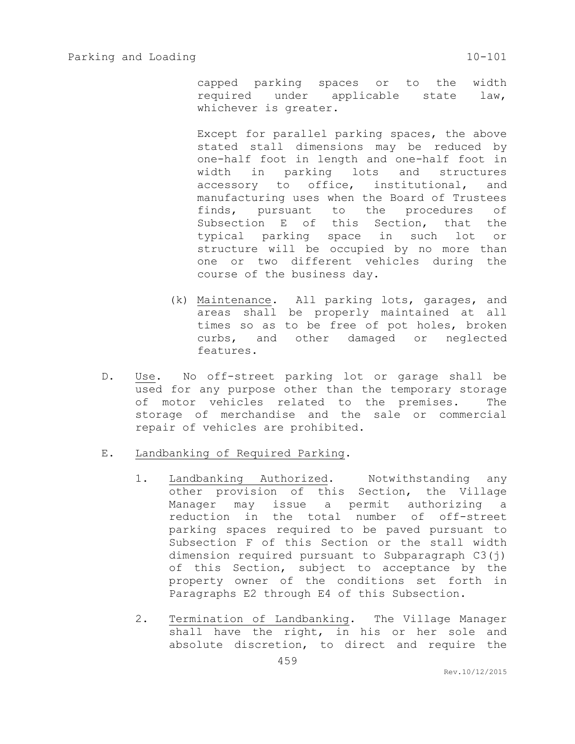capped parking spaces or to the width required under applicable state law, whichever is greater.

Except for parallel parking spaces, the above stated stall dimensions may be reduced by one-half foot in length and one-half foot in width in parking lots and structures accessory to office, institutional, and manufacturing uses when the Board of Trustees finds, pursuant to the procedures of Subsection E of this Section, that the typical parking space in such lot or structure will be occupied by no more than one or two different vehicles during the course of the business day.

(k) Maintenance. All parking lots, garages, and areas shall be properly maintained at all times so as to be free of pot holes, broken curbs, and other damaged or neglected features.

D. Use. No off-street parking lot or garage shall be used for any purpose other than the temporary storage of motor vehicles related to the premises. The storage of merchandise and the sale or commercial repair of vehicles are prohibited.

E. Landbanking of Required Parking.

1. Landbanking Authorized. Notwithstanding any other provision of this Section, the Village Manager may issue a permit authorizing a reduction in the total number of off-street parking spaces required to be paved pursuant to Subsection F of this Section or the stall width dimension required pursuant to Subparagraph C3(j) of this Section, subject to acceptance by the property owner of the conditions set forth in Paragraphs E2 through E4 of this Subsection.

2. Termination of Landbanking. The Village Manager shall have the right, in his or her sole and absolute discretion, to direct and require the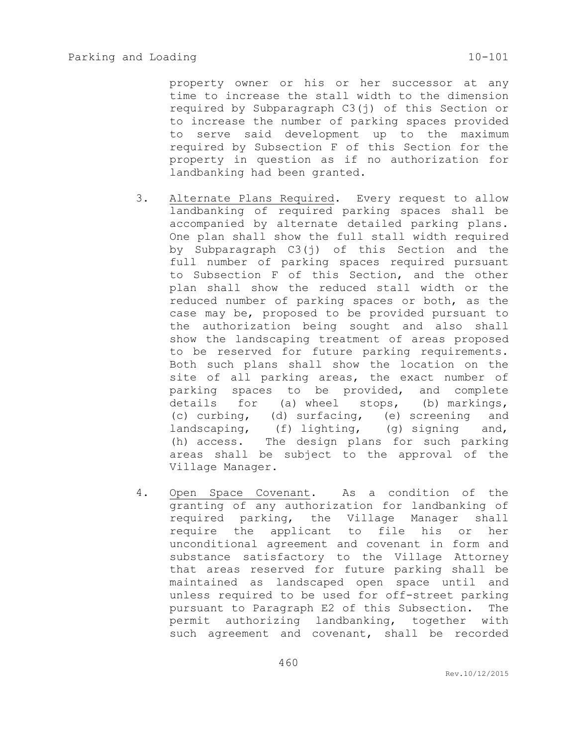property owner or his or her successor at any time to increase the stall width to the dimension required by Subparagraph C3(j) of this Section or to increase the number of parking spaces provided to serve said development up to the maximum required by Subsection F of this Section for the property in question as if no authorization for landbanking had been granted.

3. Alternate Plans Required. Every request to allow landbanking of required parking spaces shall be accompanied by alternate detailed parking plans. One plan shall show the full stall width required by Subparagraph C3(j) of this Section and the full number of parking spaces required pursuant to Subsection F of this Section, and the other plan shall show the reduced stall width or the reduced number of parking spaces or both, as the case may be, proposed to be provided pursuant to the authorization being sought and also shall show the landscaping treatment of areas proposed to be reserved for future parking requirements. Both such plans shall show the location on the site of all parking areas, the exact number of parking spaces to be provided, and complete details for (a) wheel stops, (b) markings, (c) curbing, (d) surfacing, (e) screening and landscaping, (f) lighting, (g) signing and, (h) access. The design plans for such parking areas shall be subject to the approval of the Village Manager.

4. Open Space Covenant. As a condition of the granting of any authorization for landbanking of required parking, the Village Manager shall require the applicant to file his or her unconditional agreement and covenant in form and substance satisfactory to the Village Attorney that areas reserved for future parking shall be maintained as landscaped open space until and unless required to be used for off-street parking pursuant to Paragraph E2 of this Subsection. The permit authorizing landbanking, together with such agreement and covenant, shall be recorded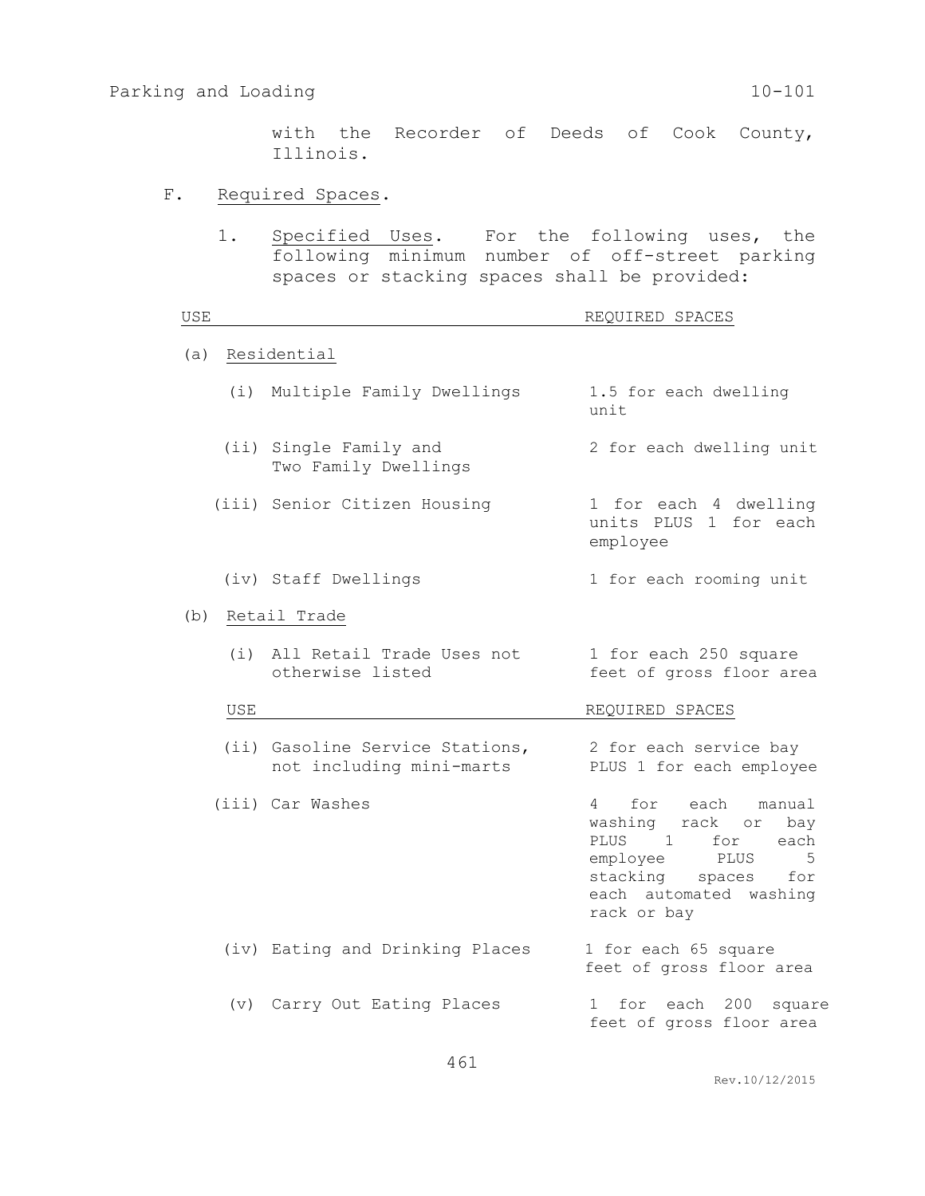with the Recorder of Deeds of Cook County, Illinois.

F. Required Spaces.

1. Specified Uses. For the following uses, the following minimum number of off-street parking spaces or stacking spaces shall be provided:

| USE | REQUIRED SPACES |
|---|---|
| (a) Residential | |
| (i) Multiple Family Dwellings | 1.5 for each dwelling unit |
| (ii) Single Family and Two Family Dwellings | 2 for each dwelling unit |
| (iii) Senior Citizen Housing | 1 for each 4 dwelling units PLUS 1 for each employee |
| (iv) Staff Dwellings | 1 for each rooming unit |
| (b) Retail Trade | |
| (i) All Retail Trade Uses not otherwise listed | 1 for each 250 square feet of gross floor area |
| (ii) Gasoline Service Stations, not including mini-marts | 2 for each service bay PLUS 1 for each employee |
| (iii) Car Washes | 4 for each manual washing rack or bay PLUS 1 for each employee PLUS 5 stacking spaces for each automated washing rack or bay |
| (iv) Eating and Drinking Places | 1 for each 65 square feet of gross floor area |
| (v) Carry Out Eating Places | 1 for each 200 square feet of gross floor area |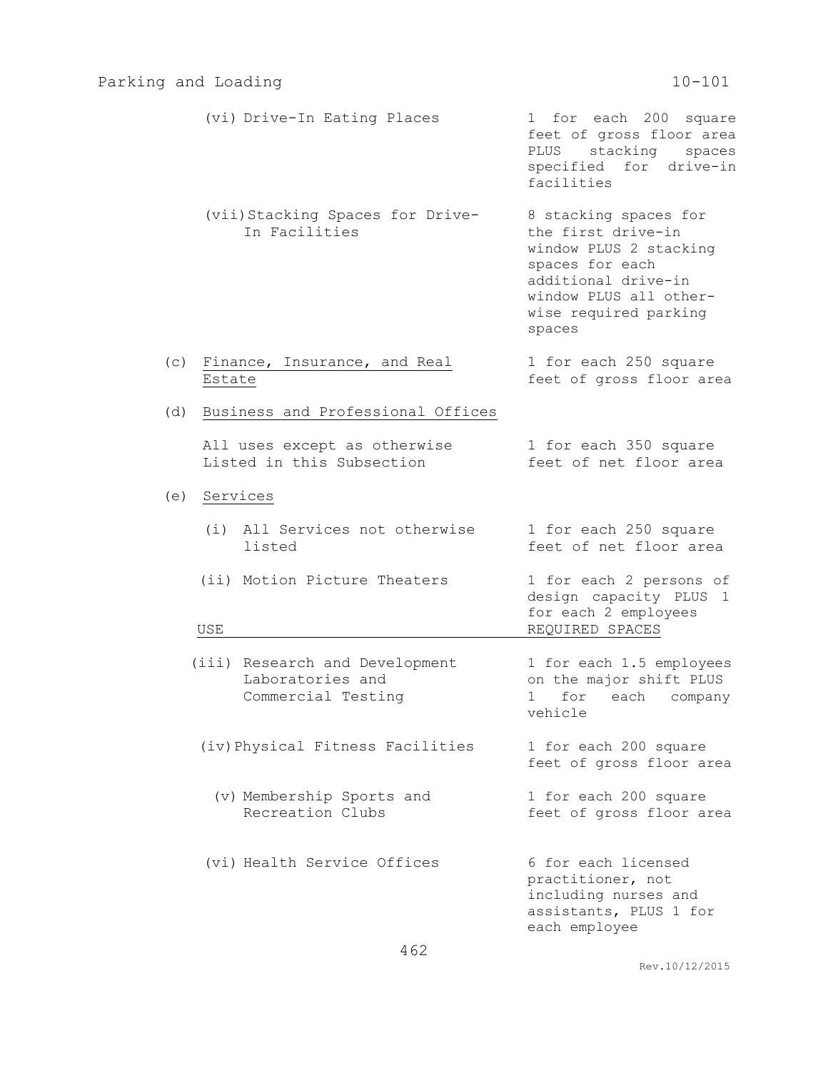| USE | REQUIRED SPACES |
|---|---|
| (vi) Drive-In Eating Places | 1 for each 200 square feet of gross floor area PLUS stacking spaces specified for drive-in facilities |
| (vii) Stacking Spaces for Drive-In Facilities | 8 stacking spaces for the first drive-in window PLUS 2 stacking spaces for each additional drive-in window PLUS all otherwise required parking spaces |
| (c) Finance, Insurance, and Real Estate | 1 for each 250 square feet of gross floor area |
| (d) Business and Professional Offices | |
| All uses except as otherwise Listed in this Subsection | 1 for each 350 square feet of net floor area |
| (e) Services | |
| (i) All Services not otherwise listed | 1 for each 250 square feet of net floor area |
| (ii) Motion Picture Theaters | 1 for each 2 persons of design capacity PLUS 1 for each 2 employees |
| (iii) Research and Development Laboratories and Commercial Testing | 1 for each 1.5 employees on the major shift PLUS 1 for each company vehicle |
| (iv) Physical Fitness Facilities | 1 for each 200 square feet of gross floor area |
| (v) Membership Sports and Recreation Clubs | 1 for each 200 square feet of gross floor area |
| (vi) Health Service Offices | 6 for each licensed practitioner, not including nurses and assistants, PLUS 1 for each employee |

Rev.10/12/2015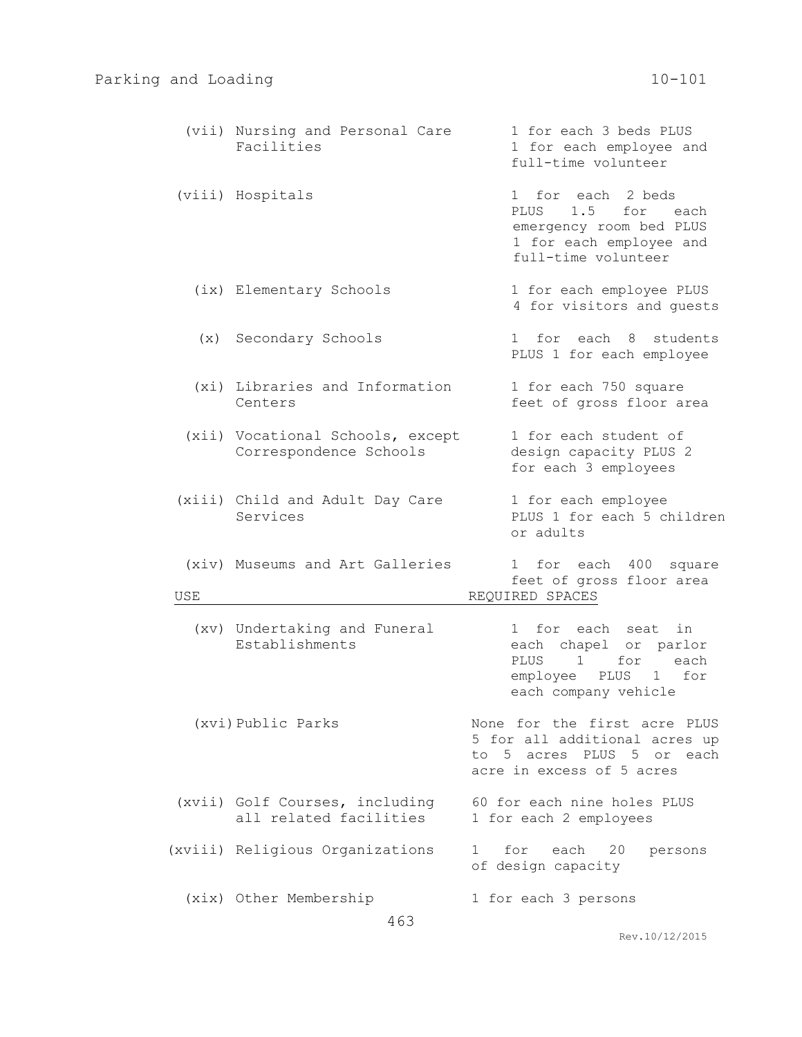| USE | REQUIRED SPACES |
| --- | --- |
| (vii) Nursing and Personal Care Facilities | 1 for each 3 beds PLUS 1 for each employee and full-time volunteer |
| (viii) Hospitals | 1 for each 2 beds PLUS 1.5 for each emergency room bed PLUS 1 for each employee and full-time volunteer |
| (ix) Elementary Schools | 1 for each employee PLUS 4 for visitors and guests |
| (x) Secondary Schools | 1 for each 8 students PLUS 1 for each employee |
| (xi) Libraries and Information Centers | 1 for each 750 square feet of gross floor area |
| (xii) Vocational Schools, except Correspondence Schools | 1 for each student of design capacity PLUS 2 for each 3 employees |
| (xiii) Child and Adult Day Care Services | 1 for each employee PLUS 1 for each 5 children or adults |
| (xiv) Museums and Art Galleries | 1 for each 400 square feet of gross floor area |
| (xv) Undertaking and Funeral Establishments | 1 for each seat in each chapel or parlor PLUS 1 for each employee PLUS 1 for each company vehicle |
| (xvi) Public Parks | None for the first acre PLUS 5 for all additional acres up to 5 acres PLUS 5 or each acre in excess of 5 acres |
| (xvii) Golf Courses, including all related facilities | 60 for each nine holes PLUS 1 for each 2 employees |
| (xviii) Religious Organizations | 1 for each 20 persons of design capacity |
| (xix) Other Membership | 1 for each 3 persons |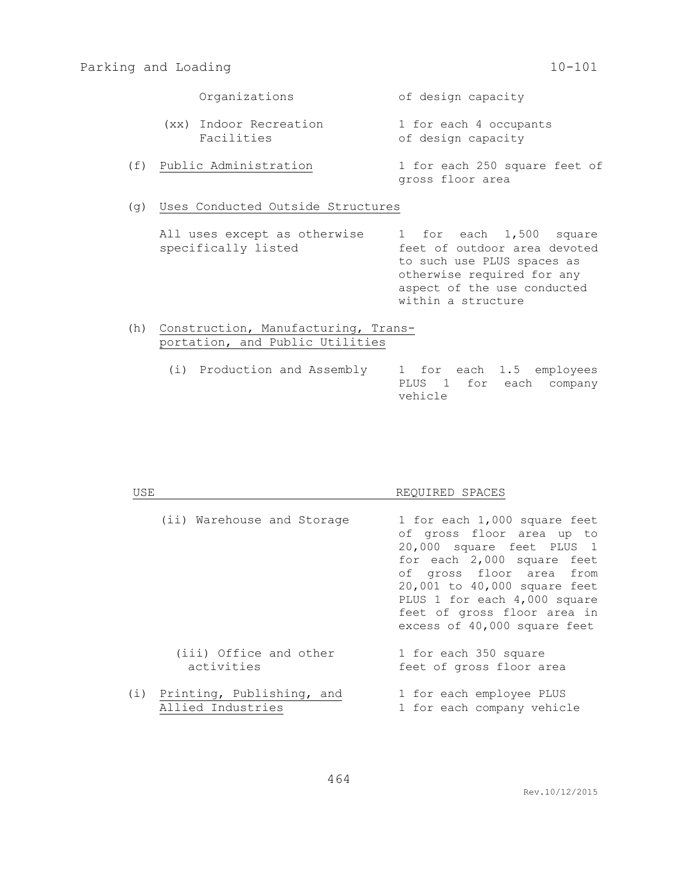| USE | REQUIRED SPACES |
|---|---|
| Organizations | of design capacity |
| (xx) Indoor Recreation Facilities | 1 for each 4 occupants of design capacity |
| (f) <u>Public Administration</u> | 1 for each 250 square feet of gross floor area |
| (g) <u>Uses Conducted Outside Structures</u> | |
| All uses except as otherwise specifically listed | 1 for each 1,500 square feet of outdoor area devoted to such use PLUS spaces as otherwise required for any aspect of the use conducted within a structure |
| (h) <u>Construction, Manufacturing, Transportation, and Public Utilities</u> | |
| (i) Production and Assembly | 1 for each 1.5 employees PLUS 1 for each company vehicle |
| (ii) Warehouse and Storage | 1 for each 1,000 square feet of gross floor area up to 20,000 square feet PLUS 1 for each 2,000 square feet of gross floor area from 20,001 to 40,000 square feet PLUS 1 for each 4,000 square feet of gross floor area in excess of 40,000 square feet |
| (iii) Office and other activities | 1 for each 350 square feet of gross floor area |
| (i) <u>Printing, Publishing, and Allied Industries</u> | 1 for each employee PLUS 1 for each company vehicle |

Rev.10/12/2015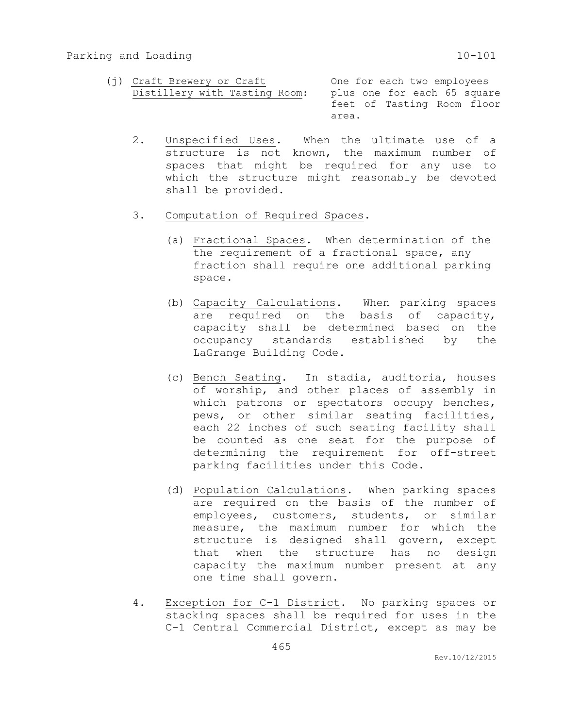(j) Craft Brewery or Craft Distillery with Tasting Room: One for each two employees plus one for each 65 square feet of Tasting Room floor area.

2. Unspecified Uses. When the ultimate use of a structure is not known, the maximum number of spaces that might be required for any use to which the structure might reasonably be devoted shall be provided.

3. Computation of Required Spaces.

   (a) Fractional Spaces. When determination of the the requirement of a fractional space, any fraction shall require one additional parking space.

   (b) Capacity Calculations. When parking spaces are required on the basis of capacity, capacity shall be determined based on the occupancy standards established by the LaGrange Building Code.

   (c) Bench Seating. In stadia, auditoria, houses of worship, and other places of assembly in which patrons or spectators occupy benches, pews, or other similar seating facilities, each 22 inches of such seating facility shall be counted as one seat for the purpose of determining the requirement for off-street parking facilities under this Code.

   (d) Population Calculations. When parking spaces are required on the basis of the number of employees, customers, students, or similar measure, the maximum number for which the structure is designed shall govern, except that when the structure has no design capacity the maximum number present at any one time shall govern.

4. Exception for C-1 District. No parking spaces or stacking spaces shall be required for uses in the C-1 Central Commercial District, except as may be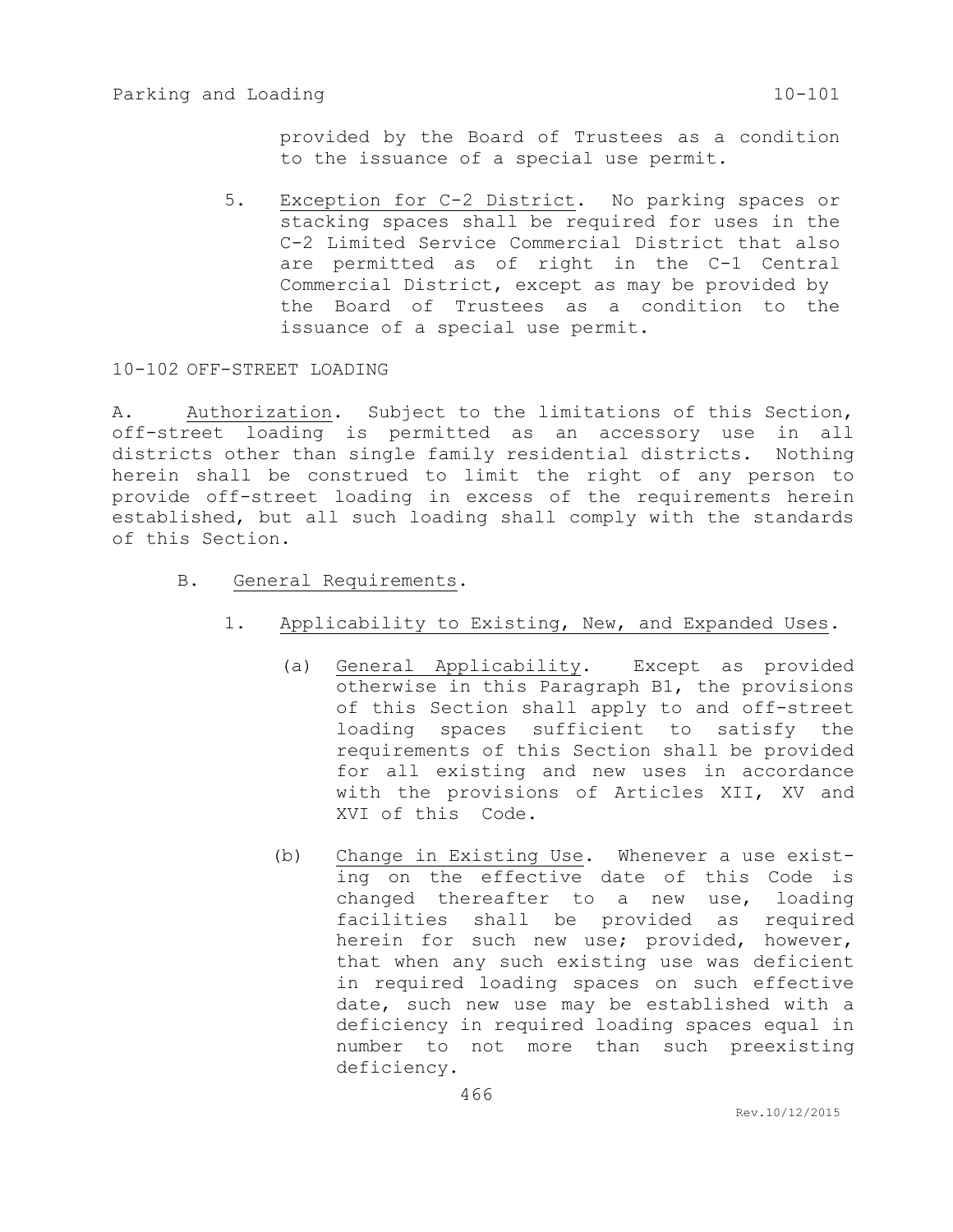provided by the Board of Trustees as a condition to the issuance of a special use permit.

5. Exception for C-2 District. No parking spaces or stacking spaces shall be required for uses in the C-2 Limited Service Commercial District that also are permitted as of right in the C-1 Central Commercial District, except as may be provided by the Board of Trustees as a condition to the issuance of a special use permit.

## 10-102 OFF-STREET LOADING

A. Authorization. Subject to the limitations of this Section, off-street loading is permitted as an accessory use in all districts other than single family residential districts. Nothing herein shall be construed to limit the right of any person to provide off-street loading in excess of the requirements herein established, but all such loading shall comply with the standards of this Section.

B. General Requirements.

1. Applicability to Existing, New, and Expanded Uses.

(a) General Applicability. Except as provided otherwise in this Paragraph B1, the provisions of this Section shall apply to and off-street loading spaces sufficient to satisfy the requirements of this Section shall be provided for all existing and new uses in accordance with the provisions of Articles XII, XV and XVI of this Code.

(b) Change in Existing Use. Whenever a use existing on the effective date of this Code is changed thereafter to a new use, loading facilities shall be provided as required herein for such new use; provided, however, that when any such existing use was deficient in required loading spaces on such effective date, such new use may be established with a deficiency in required loading spaces equal in number to not more than such preexisting deficiency.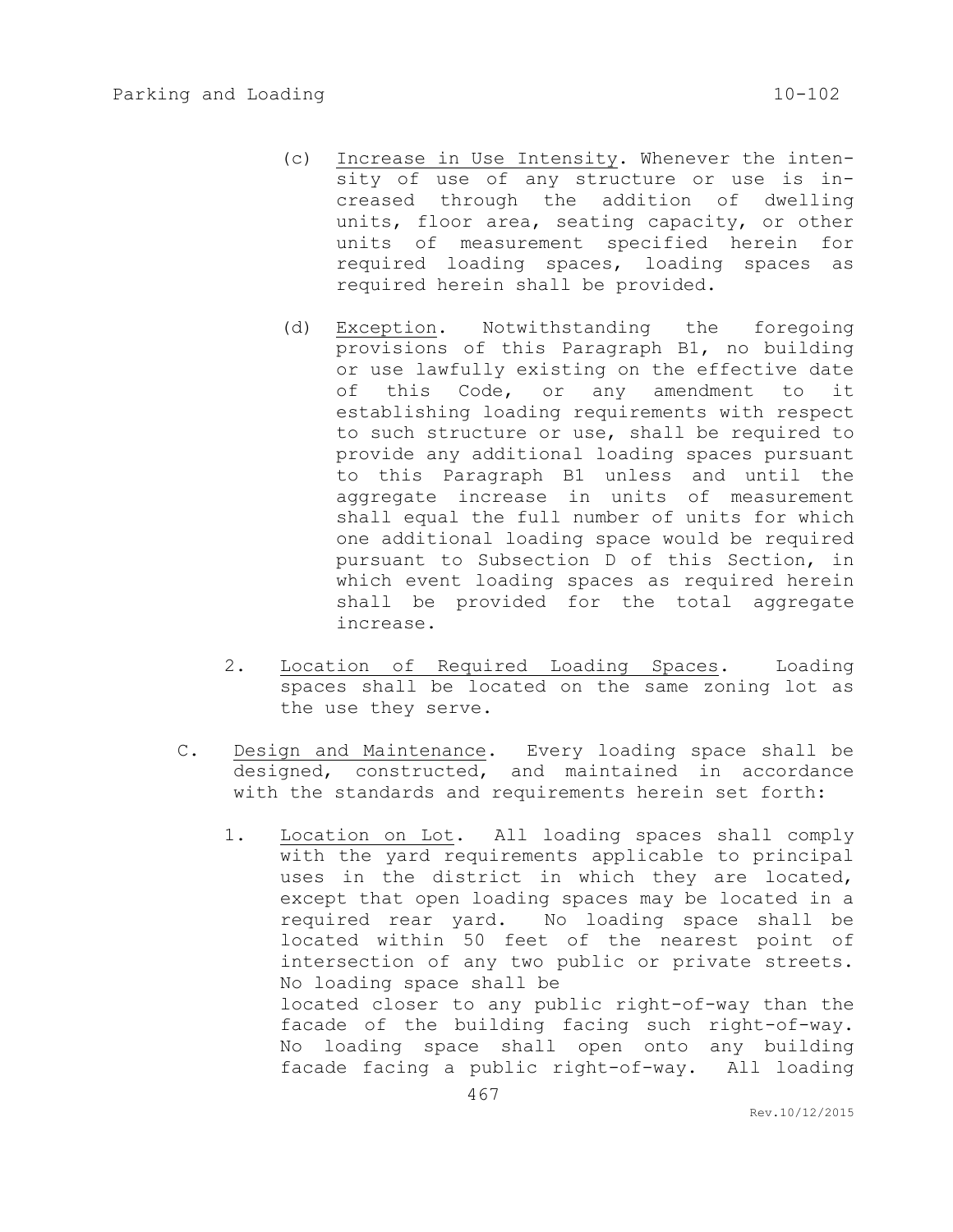(c) Increase in Use Intensity. Whenever the intensity of use of any structure or use is increased through the addition of dwelling units, floor area, seating capacity, or other units of measurement specified herein for required loading spaces, loading spaces as required herein shall be provided.

(d) Exception. Notwithstanding the foregoing provisions of this Paragraph B1, no building or use lawfully existing on the effective date of this Code, or any amendment to it establishing loading requirements with respect to such structure or use, shall be required to provide any additional loading spaces pursuant to this Paragraph B1 unless and until the aggregate increase in units of measurement shall equal the full number of units for which one additional loading space would be required pursuant to Subsection D of this Section, in which event loading spaces as required herein shall be provided for the total aggregate increase.

2. Location of Required Loading Spaces. Loading spaces shall be located on the same zoning lot as the use they serve.

C. Design and Maintenance. Every loading space shall be designed, constructed, and maintained in accordance with the standards and requirements herein set forth:

1. Location on Lot. All loading spaces shall comply with the yard requirements applicable to principal uses in the district in which they are located, except that open loading spaces may be located in a required rear yard. No loading space shall be located within 50 feet of the nearest point of intersection of any two public or private streets. No loading space shall be located closer to any public right-of-way than the facade of the building facing such right-of-way. No loading space shall open onto any building facade facing a public right-of-way. All loading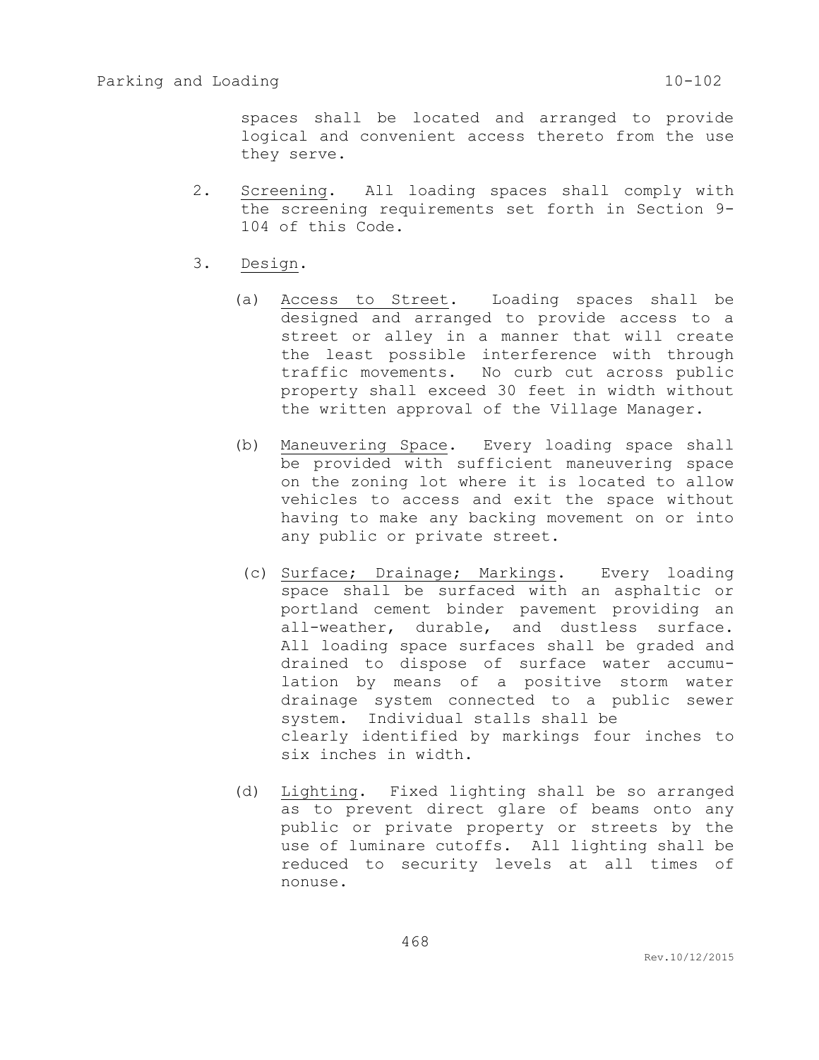spaces shall be located and arranged to provide logical and convenient access thereto from the use they serve.

2. Screening. All loading spaces shall comply with the screening requirements set forth in Section 9-104 of this Code.

3. Design.

   (a) Access to Street. Loading spaces shall be designed and arranged to provide access to a street or alley in a manner that will create the least possible interference with through traffic movements. No curb cut across public property shall exceed 30 feet in width without the written approval of the Village Manager.

   (b) Maneuvering Space. Every loading space shall be provided with sufficient maneuvering space on the zoning lot where it is located to allow vehicles to access and exit the space without having to make any backing movement on or into any public or private street.

   (c) Surface; Drainage; Markings. Every loading space shall be surfaced with an asphaltic or portland cement binder pavement providing an all-weather, durable, and dustless surface. All loading space surfaces shall be graded and drained to dispose of surface water accumulation by means of a positive storm water drainage system connected to a public sewer system. Individual stalls shall be clearly identified by markings four inches to six inches in width.

   (d) Lighting. Fixed lighting shall be so arranged as to prevent direct glare of beams onto any public or private property or streets by the use of luminare cutoffs. All lighting shall be reduced to security levels at all times of nonuse.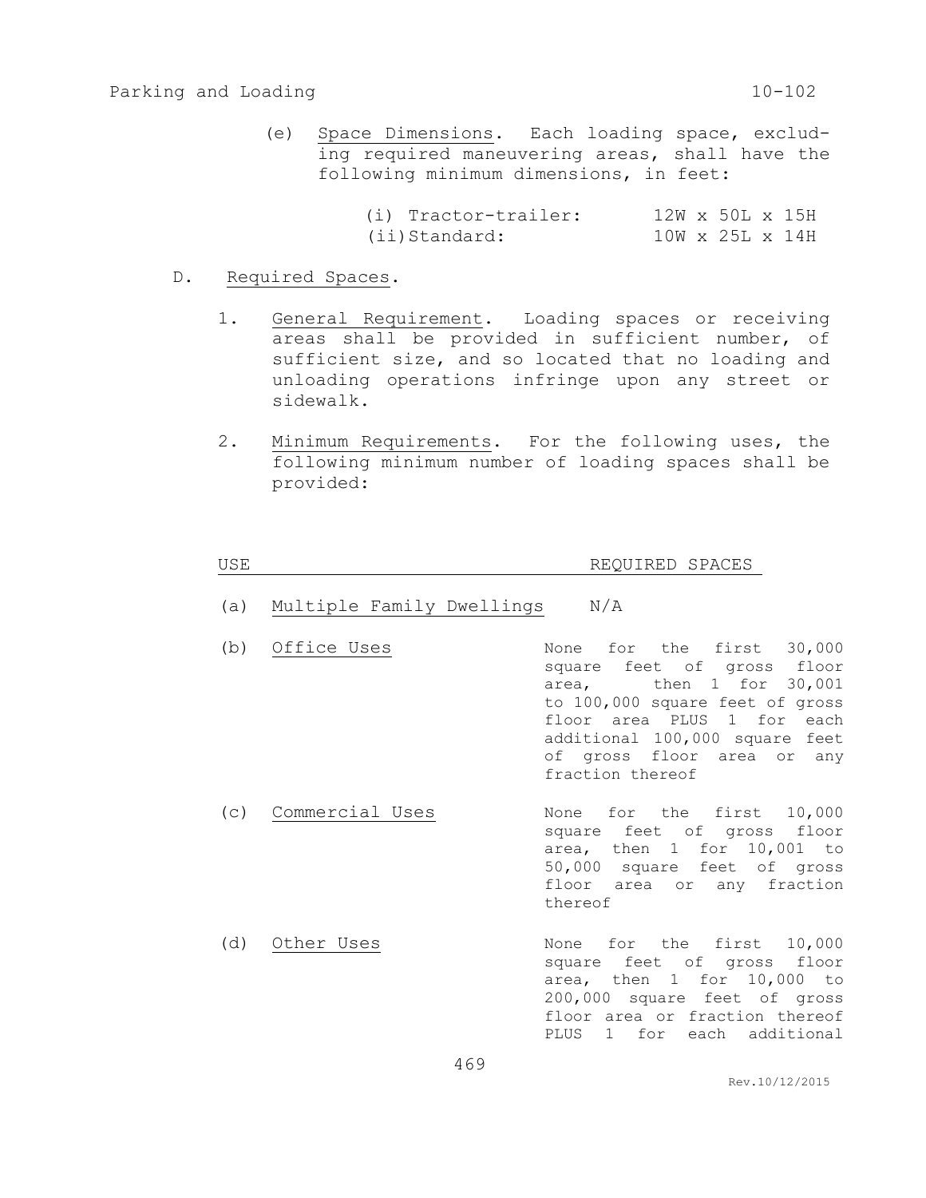(e) Space Dimensions. Each loading space, excluding required maneuvering areas, shall have the following minimum dimensions, in feet:

(i) Tractor-trailer: 12W x 50L x 15H
(ii) Standard: 10W x 25L x 14H

D. Required Spaces.

1. Required Spaces. General Requirement. Loading spaces or receiving areas shall be provided in sufficient number, of sufficient size, and so located that no loading and unloading operations infringe upon any street or sidewalk.

2. Minimum Requirements. For the following uses, the following minimum number of loading spaces shall be provided:

| USE | REQUIRED SPACES |
|---|---|
| (a) Multiple Family Dwellings | N/A |
| (b) Office Uses | None for the first 30,000 square feet of gross floor area, then 1 for 30,001 to 100,000 square feet of gross floor area PLUS 1 for each additional 100,000 square feet of gross floor area or any fraction thereof |
| (c) Commercial Uses | None for the first 10,000 square feet of gross floor area, then 1 for 10,001 to 50,000 square feet of gross floor area or any fraction thereof |
| (d) Other Uses | None for the first 10,000 square feet of gross floor area, then 1 for 10,000 to 200,000 square feet of gross floor area or fraction thereof PLUS 1 for each additional |

(e) Space Dimensions. Each loading space, excluding required maneuvering areas, shall have the following minimum dimensions, in feet:

(i) Tractor-trailer: 12W x 50L x 15H
(ii) Standard: 10W x 25L x 14H

D. Required Spaces.

1. General Requirement. Loading spaces or receiving areas shall be provided in sufficient number, of sufficient size, and so located that no loading and unloading operations infringe upon any street or sidewalk.

2. Minimum Requirements. For the following uses, the following minimum number of loading spaces shall be provided:

| USE | REQUIRED SPACES |
|---|---|
| (a) Multiple Family Dwellings | N/A |
| (b) Office Uses | None for the first 30,000 square feet of gross floor area, then 1 for 30,001 to 100,000 square feet of gross floor area PLUS 1 for each additional 100,000 square feet of gross floor area or any fraction thereof |
| (c) Commercial Uses | None for the first 10,000 square feet of gross floor area, then 1 for 10,001 to 50,000 square feet of gross floor area or any fraction thereof |
| (d) Other Uses | None for the first 10,000 square feet of gross floor area, then 1 for 10,000 to 200,000 square feet of gross floor area or fraction thereof PLUS 1 for each additional |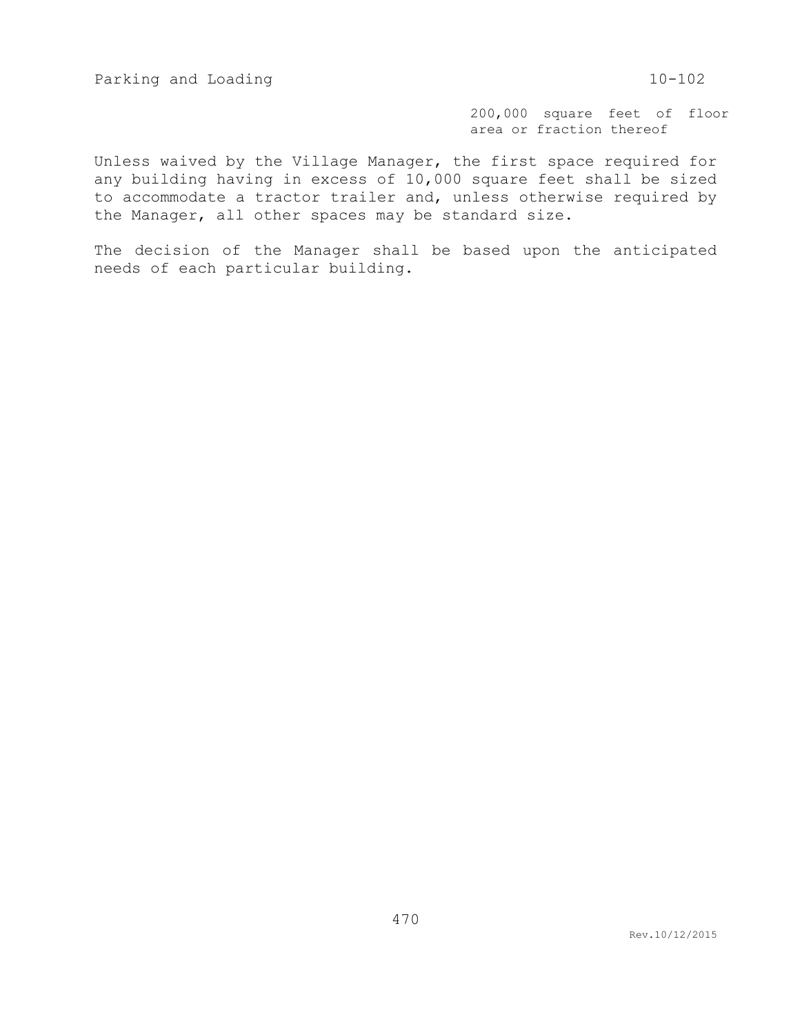200,000 square feet of floor area or fraction thereof

Unless waived by the Village Manager, the first space required for any building having in excess of 10,000 square feet shall be sized to accommodate a tractor trailer and, unless otherwise required by the Manager, all other spaces may be standard size.

The decision of the Manager shall be based upon the anticipated needs of each particular building.